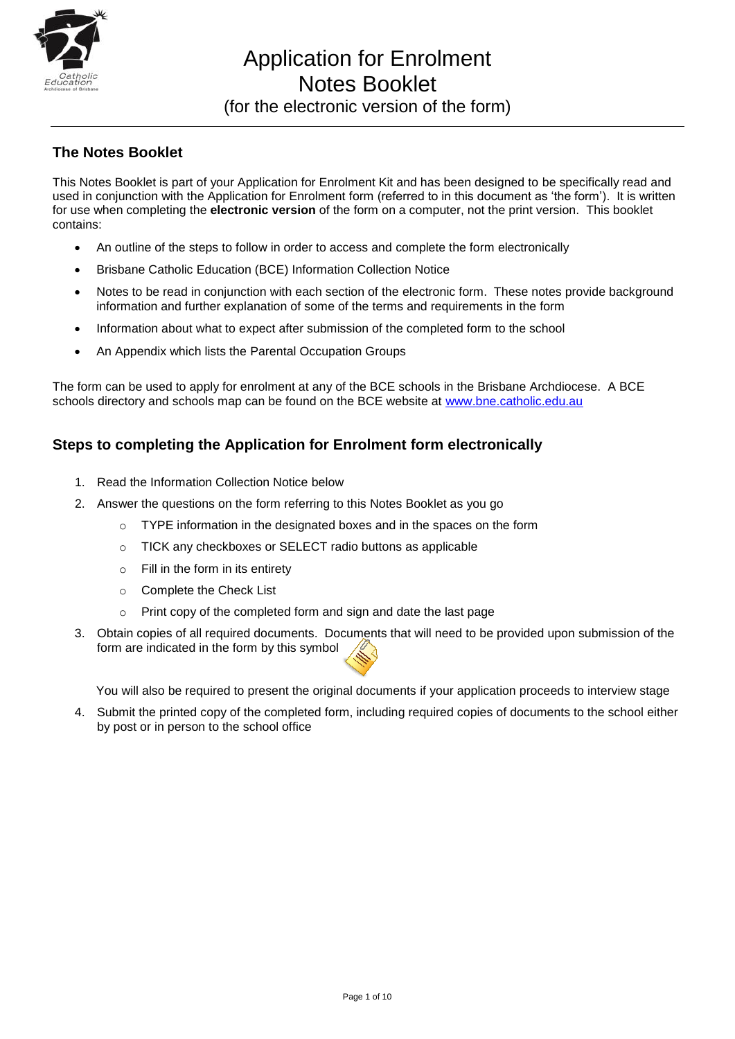# Application for Enrolment Notes Booklet
(for the electronic version of the form)

## The Notes Booklet

This Notes Booklet is part of your Application for Enrolment Kit and has been designed to be specifically read and used in conjunction with the Application for Enrolment form (referred to in this document as 'the form'). It is written for use when completing the **electronic version** of the form on a computer, not the print version. This booklet contains:

- An outline of the steps to follow in order to access and complete the form electronically
- Brisbane Catholic Education (BCE) Information Collection Notice
- Notes to be read in conjunction with each section of the electronic form. These notes provide background information and further explanation of some of the terms and requirements in the form
- Information about what to expect after submission of the completed form to the school
- An Appendix which lists the Parental Occupation Groups

The form can be used to apply for enrolment at any of the BCE schools in the Brisbane Archdiocese. A BCE schools directory and schools map can be found on the BCE website at www.bne.catholic.edu.au

## Steps to completing the Application for Enrolment form electronically

1. Read the Information Collection Notice below
2. Answer the questions on the form referring to this Notes Booklet as you go
   - TYPE information in the designated boxes and in the spaces on the form
   - TICK any checkboxes or SELECT radio buttons as applicable
   - Fill in the form in its entirety
   - Complete the Check List
   - Print copy of the completed form and sign and date the last page
3. Obtain copies of all required documents. Documents that will need to be provided upon submission of the form are indicated in the form by this symbol

   You will also be required to present the original documents if your application proceeds to interview stage
4. Submit the printed copy of the completed form, including required copies of documents to the school either by post or in person to the school office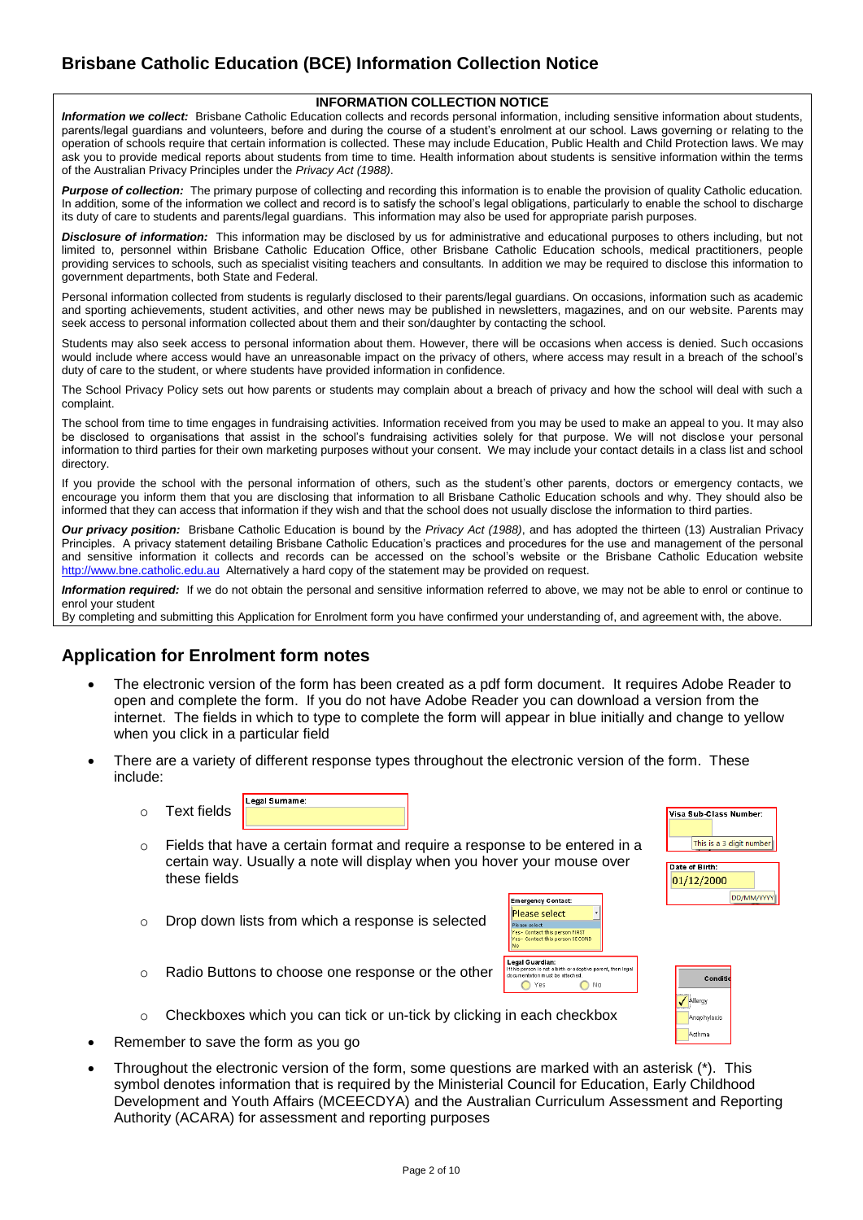# Brisbane Catholic Education (BCE) Information Collection Notice

**INFORMATION COLLECTION NOTICE**

***Information we collect:*** Brisbane Catholic Education collects and records personal information, including sensitive information about students, parents/legal guardians and volunteers, before and during the course of a student's enrolment at our school. Laws governing or relating to the operation of schools require that certain information is collected. These may include Education, Public Health and Child Protection laws. We may ask you to provide medical reports about students from time to time. Health information about students is sensitive information within the terms of the Australian Privacy Principles under the *Privacy Act (1988)*.

***Purpose of collection:*** The primary purpose of collecting and recording this information is to enable the provision of quality Catholic education. In addition, some of the information we collect and record is to satisfy the school's legal obligations, particularly to enable the school to discharge its duty of care to students and parents/legal guardians. This information may also be used for appropriate parish purposes.

***Disclosure of information:*** This information may be disclosed by us for administrative and educational purposes to others including, but not limited to, personnel within Brisbane Catholic Education Office, other Brisbane Catholic Education schools, medical practitioners, people providing services to schools, such as specialist visiting teachers and consultants. In addition we may be required to disclose this information to government departments, both State and Federal.

Personal information collected from students is regularly disclosed to their parents/legal guardians. On occasions, information such as academic and sporting achievements, student activities, and other news may be published in newsletters, magazines, and on our website. Parents may seek access to personal information collected about them and their son/daughter by contacting the school.

Students may also seek access to personal information about them. However, there will be occasions when access is denied. Such occasions would include where access would have an unreasonable impact on the privacy of others, where access may result in a breach of the school's duty of care to the student, or where students have provided information in confidence.

The School Privacy Policy sets out how parents or students may complain about a breach of privacy and how the school will deal with such a complaint.

The school from time to time engages in fundraising activities. Information received from you may be used to make an appeal to you. It may also be disclosed to organisations that assist in the school's fundraising activities solely for that purpose. We will not disclose your personal information to third parties for their own marketing purposes without your consent. We may include your contact details in a class list and school directory.

If you provide the school with the personal information of others, such as the student's other parents, doctors or emergency contacts, we encourage you inform them that you are disclosing that information to all Brisbane Catholic Education schools and why. They should also be informed that they can access that information if they wish and that the school does not usually disclose the information to third parties.

***Our privacy position:*** Brisbane Catholic Education is bound by the *Privacy Act (1988)*, and has adopted the thirteen (13) Australian Privacy Principles. A privacy statement detailing Brisbane Catholic Education's practices and procedures for the use and management of the personal and sensitive information it collects and records can be accessed on the school's website or the Brisbane Catholic Education website http://www.bne.catholic.edu.au Alternatively a hard copy of the statement may be provided on request.

***Information required:*** If we do not obtain the personal and sensitive information referred to above, we may not be able to enrol or continue to enrol your student

By completing and submitting this Application for Enrolment form you have confirmed your understanding of, and agreement with, the above.

## Application for Enrolment form notes

- The electronic version of the form has been created as a pdf form document. It requires Adobe Reader to open and complete the form. If you do not have Adobe Reader you can download a version from the internet. The fields in which to type to complete the form will appear in blue initially and change to yellow when you click in a particular field
- There are a variety of different response types throughout the electronic version of the form. These include:
  - Text fields (Legal Surname:)
  - Fields that have a certain format and require a response to be entered in a certain way. Usually a note will display when you hover your mouse over these fields (Visa Sub-Class Number: This is a 3 digit number; Date of Birth: 01/12/2000 DD/MM/YYYY)
  - Drop down lists from which a response is selected (Emergency Contact: Please select / Yes - Contact this person FIRST / Yes - Contact this person SECOND / No)
  - Radio Buttons to choose one response or the other (Legal Guardian: If this person is not a birth or adoptive parent, then legal documentation must be attached. Yes / No)
  - Checkboxes which you can tick or un-tick by clicking in each checkbox (Condition: Allergy, Anaphylaxis, Asthma)
- Remember to save the form as you go
- Throughout the electronic version of the form, some questions are marked with an asterisk (*). This symbol denotes information that is required by the Ministerial Council for Education, Early Childhood Development and Youth Affairs (MCEECDYA) and the Australian Curriculum Assessment and Reporting Authority (ACARA) for assessment and reporting purposes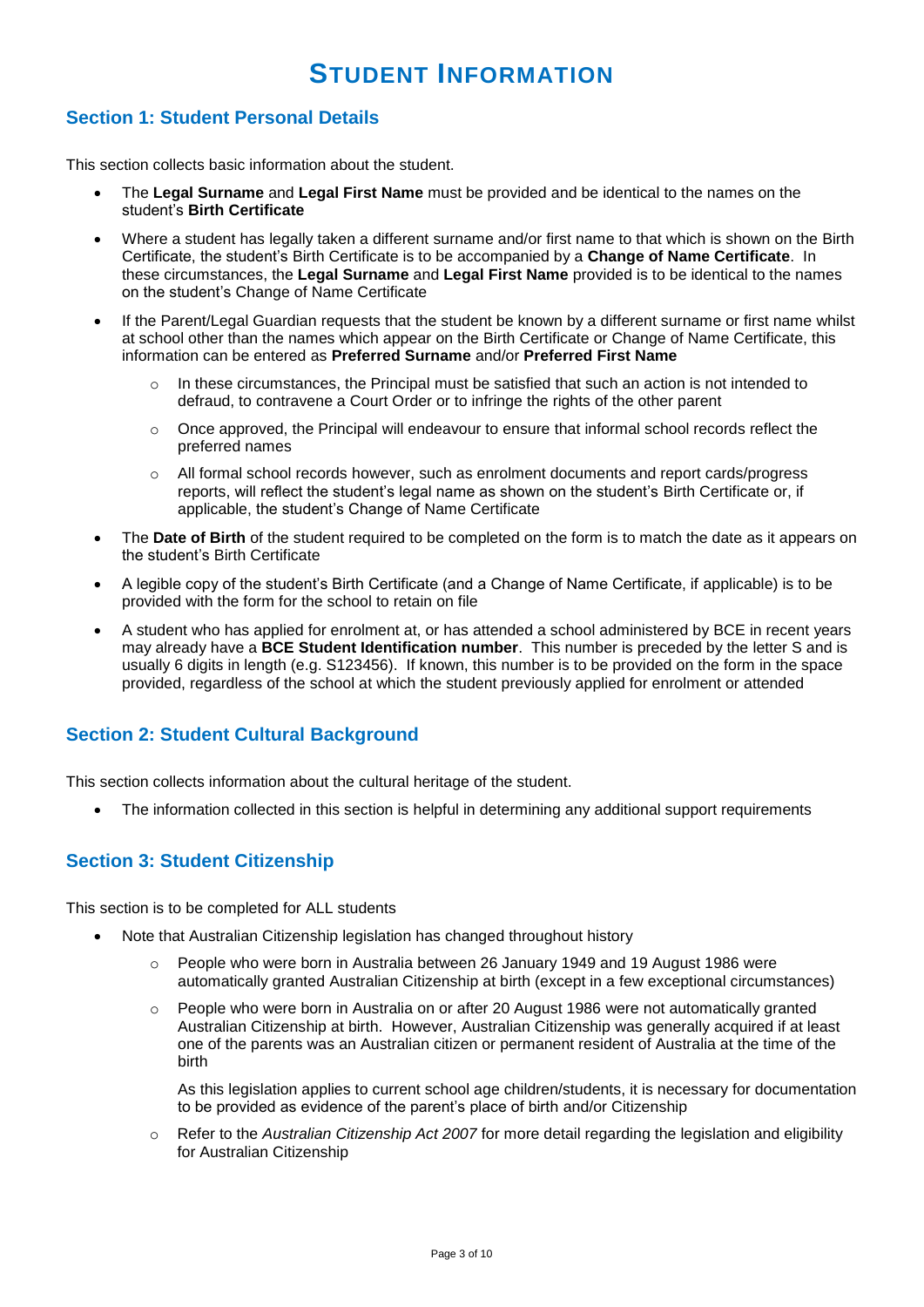# STUDENT INFORMATION

## Section 1: Student Personal Details

This section collects basic information about the student.

- The **Legal Surname** and **Legal First Name** must be provided and be identical to the names on the student's **Birth Certificate**
- Where a student has legally taken a different surname and/or first name to that which is shown on the Birth Certificate, the student's Birth Certificate is to be accompanied by a **Change of Name Certificate**. In these circumstances, the **Legal Surname** and **Legal First Name** provided is to be identical to the names on the student's Change of Name Certificate
- If the Parent/Legal Guardian requests that the student be known by a different surname or first name whilst at school other than the names which appear on the Birth Certificate or Change of Name Certificate, this information can be entered as **Preferred Surname** and/or **Preferred First Name**
  - In these circumstances, the Principal must be satisfied that such an action is not intended to defraud, to contravene a Court Order or to infringe the rights of the other parent
  - Once approved, the Principal will endeavour to ensure that informal school records reflect the preferred names
  - All formal school records however, such as enrolment documents and report cards/progress reports, will reflect the student's legal name as shown on the student's Birth Certificate or, if applicable, the student's Change of Name Certificate
- The **Date of Birth** of the student required to be completed on the form is to match the date as it appears on the student's Birth Certificate
- A legible copy of the student's Birth Certificate (and a Change of Name Certificate, if applicable) is to be provided with the form for the school to retain on file
- A student who has applied for enrolment at, or has attended a school administered by BCE in recent years may already have a **BCE Student Identification number**. This number is preceded by the letter S and is usually 6 digits in length (e.g. S123456). If known, this number is to be provided on the form in the space provided, regardless of the school at which the student previously applied for enrolment or attended

## Section 2: Student Cultural Background

This section collects information about the cultural heritage of the student.

- The information collected in this section is helpful in determining any additional support requirements

## Section 3: Student Citizenship

This section is to be completed for ALL students

- Note that Australian Citizenship legislation has changed throughout history
  - People who were born in Australia between 26 January 1949 and 19 August 1986 were automatically granted Australian Citizenship at birth (except in a few exceptional circumstances)
  - People who were born in Australia on or after 20 August 1986 were not automatically granted Australian Citizenship at birth. However, Australian Citizenship was generally acquired if at least one of the parents was an Australian citizen or permanent resident of Australia at the time of the birth

    As this legislation applies to current school age children/students, it is necessary for documentation to be provided as evidence of the parent's place of birth and/or Citizenship
  - Refer to the *Australian Citizenship Act 2007* for more detail regarding the legislation and eligibility for Australian Citizenship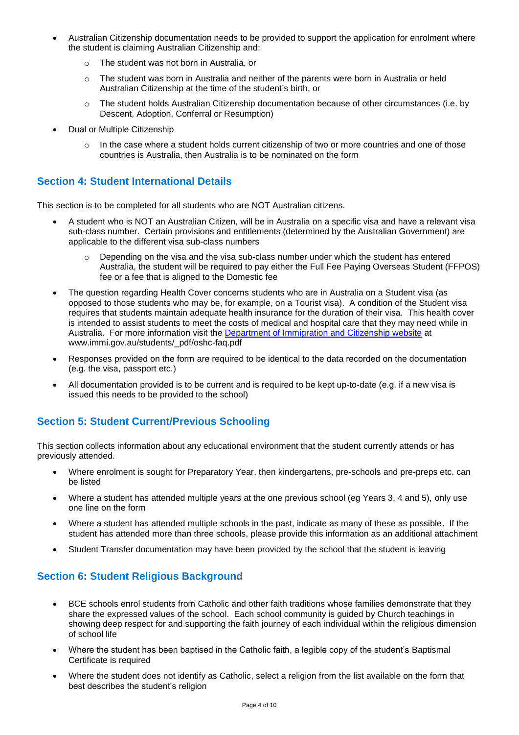- Australian Citizenship documentation needs to be provided to support the application for enrolment where the student is claiming Australian Citizenship and:
    - The student was not born in Australia, or
    - The student was born in Australia and neither of the parents were born in Australia or held Australian Citizenship at the time of the student's birth, or
    - The student holds Australian Citizenship documentation because of other circumstances (i.e. by Descent, Adoption, Conferral or Resumption)
- Dual or Multiple Citizenship
    - In the case where a student holds current citizenship of two or more countries and one of those countries is Australia, then Australia is to be nominated on the form

## Section 4: Student International Details

This section is to be completed for all students who are NOT Australian citizens.

- A student who is NOT an Australian Citizen, will be in Australia on a specific visa and have a relevant visa sub-class number. Certain provisions and entitlements (determined by the Australian Government) are applicable to the different visa sub-class numbers
    - Depending on the visa and the visa sub-class number under which the student has entered Australia, the student will be required to pay either the Full Fee Paying Overseas Student (FFPOS) fee or a fee that is aligned to the Domestic fee
- The question regarding Health Cover concerns students who are in Australia on a Student visa (as opposed to those students who may be, for example, on a Tourist visa). A condition of the Student visa requires that students maintain adequate health insurance for the duration of their visa. This health cover is intended to assist students to meet the costs of medical and hospital care that they may need while in Australia. For more information visit the Department of Immigration and Citizenship website at www.immi.gov.au/students/_pdf/oshc-faq.pdf
- Responses provided on the form are required to be identical to the data recorded on the documentation (e.g. the visa, passport etc.)
- All documentation provided is to be current and is required to be kept up-to-date (e.g. if a new visa is issued this needs to be provided to the school)

## Section 5: Student Current/Previous Schooling

This section collects information about any educational environment that the student currently attends or has previously attended.

- Where enrolment is sought for Preparatory Year, then kindergartens, pre-schools and pre-preps etc. can be listed
- Where a student has attended multiple years at the one previous school (eg Years 3, 4 and 5), only use one line on the form
- Where a student has attended multiple schools in the past, indicate as many of these as possible. If the student has attended more than three schools, please provide this information as an additional attachment
- Student Transfer documentation may have been provided by the school that the student is leaving

## Section 6: Student Religious Background

- BCE schools enrol students from Catholic and other faith traditions whose families demonstrate that they share the expressed values of the school. Each school community is guided by Church teachings in showing deep respect for and supporting the faith journey of each individual within the religious dimension of school life
- Where the student has been baptised in the Catholic faith, a legible copy of the student's Baptismal Certificate is required
- Where the student does not identify as Catholic, select a religion from the list available on the form that best describes the student's religion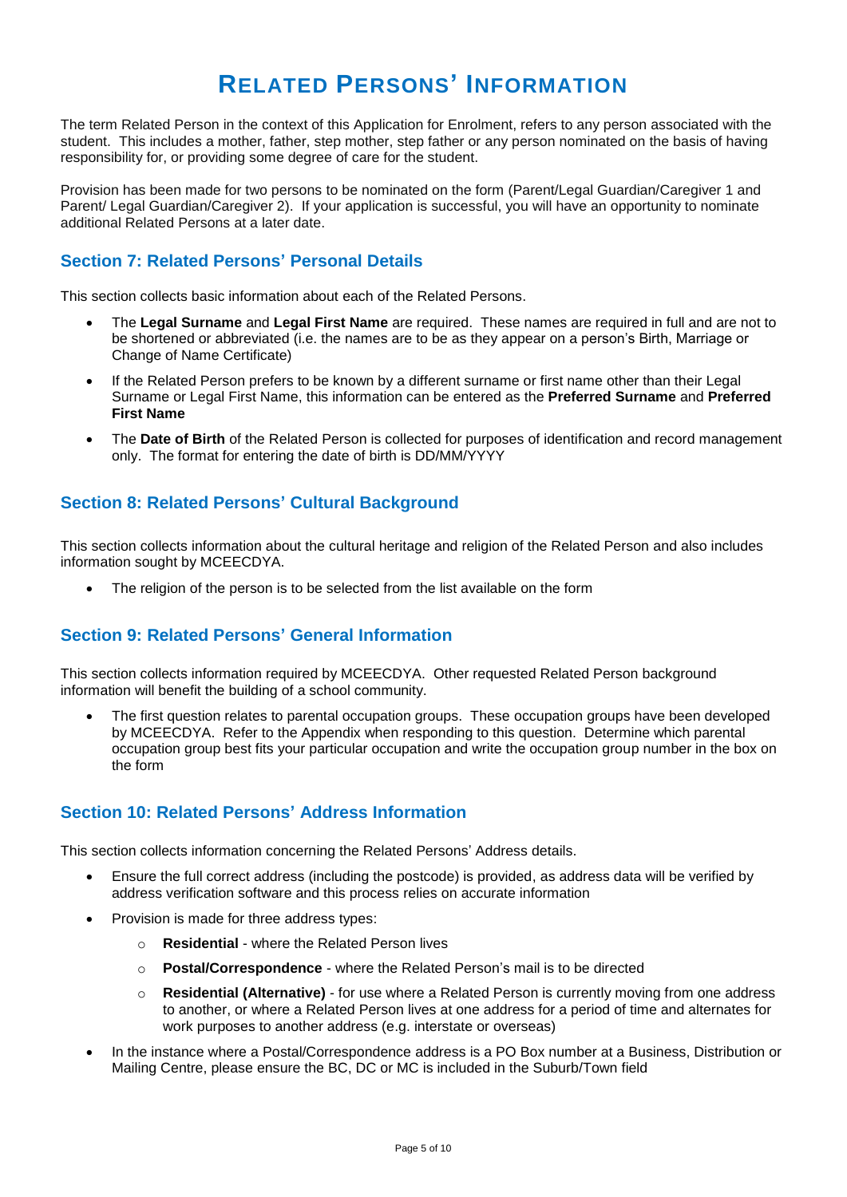# RELATED PERSONS' INFORMATION

The term Related Person in the context of this Application for Enrolment, refers to any person associated with the student. This includes a mother, father, step mother, step father or any person nominated on the basis of having responsibility for, or providing some degree of care for the student.

Provision has been made for two persons to be nominated on the form (Parent/Legal Guardian/Caregiver 1 and Parent/ Legal Guardian/Caregiver 2). If your application is successful, you will have an opportunity to nominate additional Related Persons at a later date.

## Section 7: Related Persons' Personal Details

This section collects basic information about each of the Related Persons.

- The **Legal Surname** and **Legal First Name** are required. These names are required in full and are not to be shortened or abbreviated (i.e. the names are to be as they appear on a person's Birth, Marriage or Change of Name Certificate)
- If the Related Person prefers to be known by a different surname or first name other than their Legal Surname or Legal First Name, this information can be entered as the **Preferred Surname** and **Preferred First Name**
- The **Date of Birth** of the Related Person is collected for purposes of identification and record management only. The format for entering the date of birth is DD/MM/YYYY

## Section 8: Related Persons' Cultural Background

This section collects information about the cultural heritage and religion of the Related Person and also includes information sought by MCEECDYA.

- The religion of the person is to be selected from the list available on the form

## Section 9: Related Persons' General Information

This section collects information required by MCEECDYA. Other requested Related Person background information will benefit the building of a school community.

- The first question relates to parental occupation groups. These occupation groups have been developed by MCEECDYA. Refer to the Appendix when responding to this question. Determine which parental occupation group best fits your particular occupation and write the occupation group number in the box on the form

## Section 10: Related Persons' Address Information

This section collects information concerning the Related Persons' Address details.

- Ensure the full correct address (including the postcode) is provided, as address data will be verified by address verification software and this process relies on accurate information
- Provision is made for three address types:
  - **Residential** - where the Related Person lives
  - **Postal/Correspondence** - where the Related Person's mail is to be directed
  - **Residential (Alternative)** - for use where a Related Person is currently moving from one address to another, or where a Related Person lives at one address for a period of time and alternates for work purposes to another address (e.g. interstate or overseas)
- In the instance where a Postal/Correspondence address is a PO Box number at a Business, Distribution or Mailing Centre, please ensure the BC, DC or MC is included in the Suburb/Town field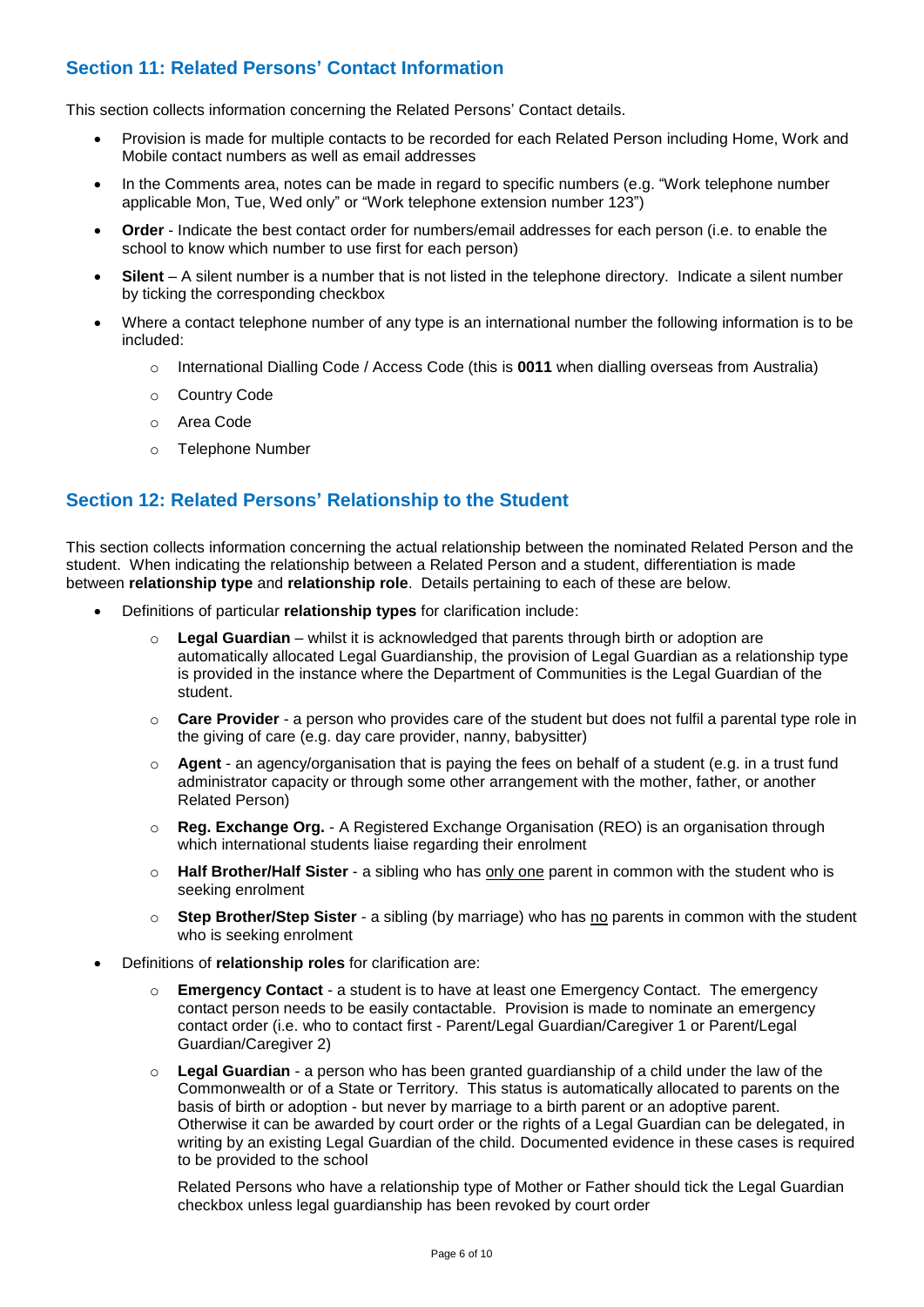## Section 11: Related Persons' Contact Information

This section collects information concerning the Related Persons' Contact details.

- Provision is made for multiple contacts to be recorded for each Related Person including Home, Work and Mobile contact numbers as well as email addresses
- In the Comments area, notes can be made in regard to specific numbers (e.g. "Work telephone number applicable Mon, Tue, Wed only" or "Work telephone extension number 123")
- **Order** - Indicate the best contact order for numbers/email addresses for each person (i.e. to enable the school to know which number to use first for each person)
- **Silent** – A silent number is a number that is not listed in the telephone directory. Indicate a silent number by ticking the corresponding checkbox
- Where a contact telephone number of any type is an international number the following information is to be included:
  - International Dialling Code / Access Code (this is **0011** when dialling overseas from Australia)
  - Country Code
  - Area Code
  - Telephone Number

## Section 12: Related Persons' Relationship to the Student

This section collects information concerning the actual relationship between the nominated Related Person and the student. When indicating the relationship between a Related Person and a student, differentiation is made between **relationship type** and **relationship role**. Details pertaining to each of these are below.

- Definitions of particular **relationship types** for clarification include:
  - **Legal Guardian** – whilst it is acknowledged that parents through birth or adoption are automatically allocated Legal Guardianship, the provision of Legal Guardian as a relationship type is provided in the instance where the Department of Communities is the Legal Guardian of the student.
  - **Care Provider** - a person who provides care of the student but does not fulfil a parental type role in the giving of care (e.g. day care provider, nanny, babysitter)
  - **Agent** - an agency/organisation that is paying the fees on behalf of a student (e.g. in a trust fund administrator capacity or through some other arrangement with the mother, father, or another Related Person)
  - **Reg. Exchange Org.** - A Registered Exchange Organisation (REO) is an organisation through which international students liaise regarding their enrolment
  - **Half Brother/Half Sister** - a sibling who has only one parent in common with the student who is seeking enrolment
  - **Step Brother/Step Sister** - a sibling (by marriage) who has no parents in common with the student who is seeking enrolment
- Definitions of **relationship roles** for clarification are:
  - **Emergency Contact** - a student is to have at least one Emergency Contact. The emergency contact person needs to be easily contactable. Provision is made to nominate an emergency contact order (i.e. who to contact first - Parent/Legal Guardian/Caregiver 1 or Parent/Legal Guardian/Caregiver 2)
  - **Legal Guardian** - a person who has been granted guardianship of a child under the law of the Commonwealth or of a State or Territory. This status is automatically allocated to parents on the basis of birth or adoption - but never by marriage to a birth parent or an adoptive parent. Otherwise it can be awarded by court order or the rights of a Legal Guardian can be delegated, in writing by an existing Legal Guardian of the child. Documented evidence in these cases is required to be provided to the school

    Related Persons who have a relationship type of Mother or Father should tick the Legal Guardian checkbox unless legal guardianship has been revoked by court order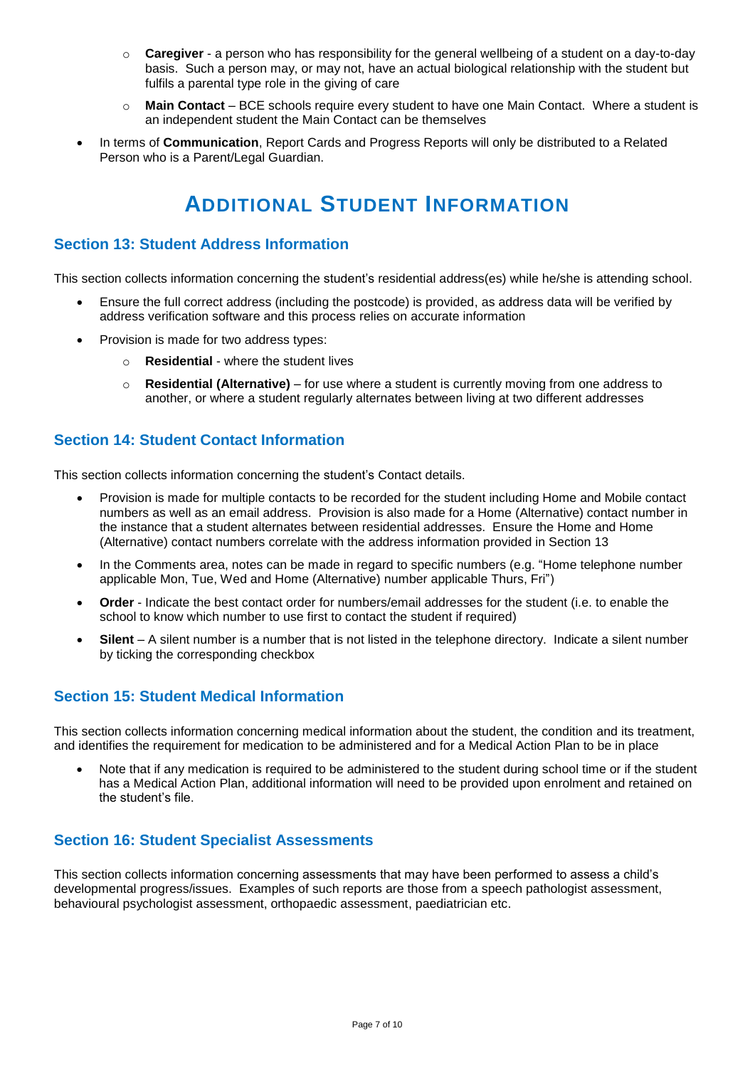- **Caregiver** - a person who has responsibility for the general wellbeing of a student on a day-to-day basis. Such a person may, or may not, have an actual biological relationship with the student but fulfils a parental type role in the giving of care
    - **Main Contact** – BCE schools require every student to have one Main Contact. Where a student is an independent student the Main Contact can be themselves
- In terms of **Communication**, Report Cards and Progress Reports will only be distributed to a Related Person who is a Parent/Legal Guardian.

# Additional Student Information

## Section 13: Student Address Information

This section collects information concerning the student's residential address(es) while he/she is attending school.

- Ensure the full correct address (including the postcode) is provided, as address data will be verified by address verification software and this process relies on accurate information
- Provision is made for two address types:
    - **Residential** - where the student lives
    - **Residential (Alternative)** – for use where a student is currently moving from one address to another, or where a student regularly alternates between living at two different addresses

## Section 14: Student Contact Information

This section collects information concerning the student's Contact details.

- Provision is made for multiple contacts to be recorded for the student including Home and Mobile contact numbers as well as an email address. Provision is also made for a Home (Alternative) contact number in the instance that a student alternates between residential addresses. Ensure the Home and Home (Alternative) contact numbers correlate with the address information provided in Section 13
- In the Comments area, notes can be made in regard to specific numbers (e.g. "Home telephone number applicable Mon, Tue, Wed and Home (Alternative) number applicable Thurs, Fri")
- **Order** - Indicate the best contact order for numbers/email addresses for the student (i.e. to enable the school to know which number to use first to contact the student if required)
- **Silent** – A silent number is a number that is not listed in the telephone directory. Indicate a silent number by ticking the corresponding checkbox

## Section 15: Student Medical Information

This section collects information concerning medical information about the student, the condition and its treatment, and identifies the requirement for medication to be administered and for a Medical Action Plan to be in place

- Note that if any medication is required to be administered to the student during school time or if the student has a Medical Action Plan, additional information will need to be provided upon enrolment and retained on the student's file.

## Section 16: Student Specialist Assessments

This section collects information concerning assessments that may have been performed to assess a child's developmental progress/issues. Examples of such reports are those from a speech pathologist assessment, behavioural psychologist assessment, orthopaedic assessment, paediatrician etc.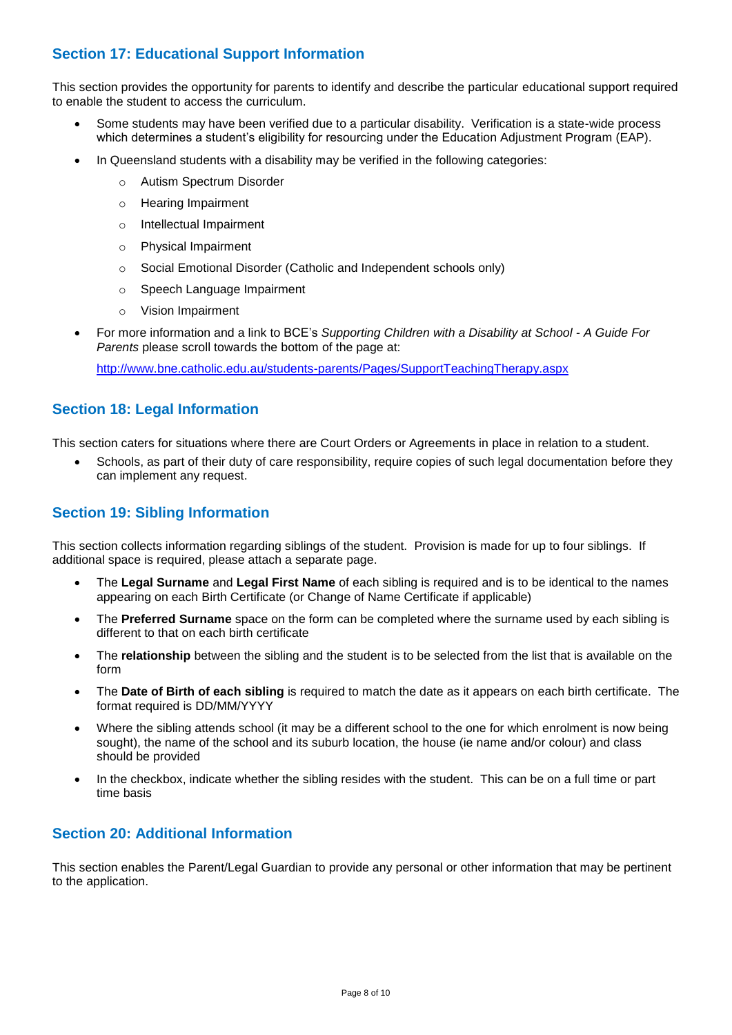## Section 17: Educational Support Information

This section provides the opportunity for parents to identify and describe the particular educational support required to enable the student to access the curriculum.

- Some students may have been verified due to a particular disability. Verification is a state-wide process which determines a student's eligibility for resourcing under the Education Adjustment Program (EAP).
- In Queensland students with a disability may be verified in the following categories:
  - Autism Spectrum Disorder
  - Hearing Impairment
  - Intellectual Impairment
  - Physical Impairment
  - Social Emotional Disorder (Catholic and Independent schools only)
  - Speech Language Impairment
  - Vision Impairment
- For more information and a link to BCE's *Supporting Children with a Disability at School - A Guide For Parents* please scroll towards the bottom of the page at:

  http://www.bne.catholic.edu.au/students-parents/Pages/SupportTeachingTherapy.aspx

## Section 18: Legal Information

This section caters for situations where there are Court Orders or Agreements in place in relation to a student.

- Schools, as part of their duty of care responsibility, require copies of such legal documentation before they can implement any request.

## Section 19: Sibling Information

This section collects information regarding siblings of the student. Provision is made for up to four siblings. If additional space is required, please attach a separate page.

- The **Legal Surname** and **Legal First Name** of each sibling is required and is to be identical to the names appearing on each Birth Certificate (or Change of Name Certificate if applicable)
- The **Preferred Surname** space on the form can be completed where the surname used by each sibling is different to that on each birth certificate
- The **relationship** between the sibling and the student is to be selected from the list that is available on the form
- The **Date of Birth of each sibling** is required to match the date as it appears on each birth certificate. The format required is DD/MM/YYYY
- Where the sibling attends school (it may be a different school to the one for which enrolment is now being sought), the name of the school and its suburb location, the house (ie name and/or colour) and class should be provided
- In the checkbox, indicate whether the sibling resides with the student. This can be on a full time or part time basis

## Section 20: Additional Information

This section enables the Parent/Legal Guardian to provide any personal or other information that may be pertinent to the application.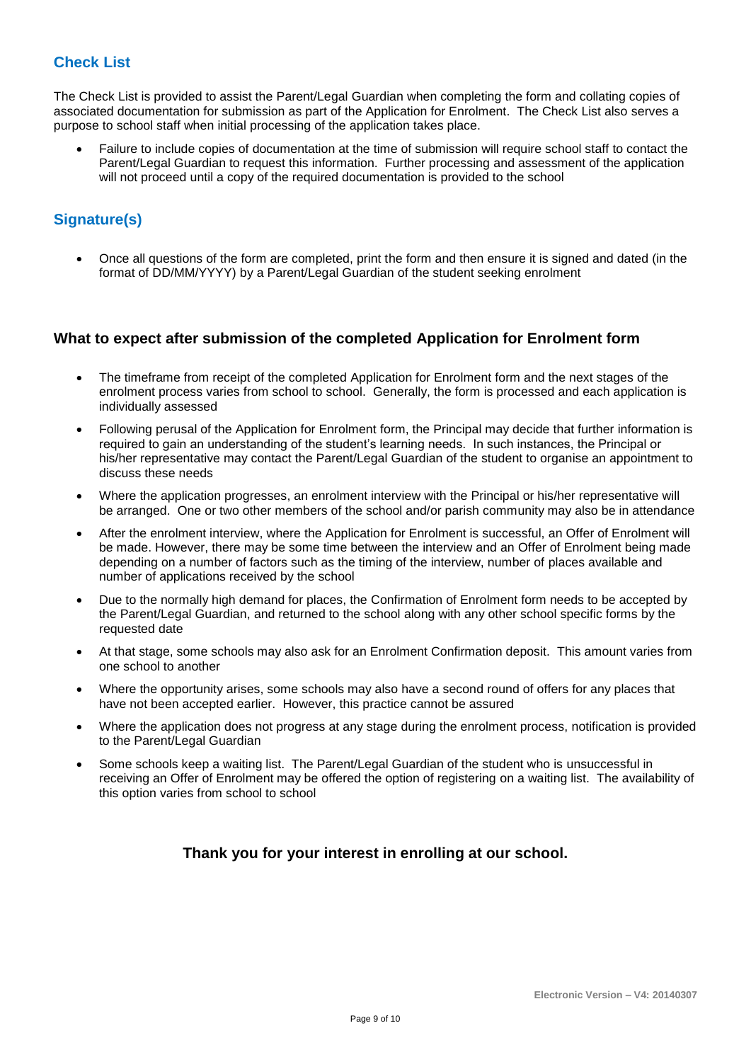## Check List

The Check List is provided to assist the Parent/Legal Guardian when completing the form and collating copies of associated documentation for submission as part of the Application for Enrolment. The Check List also serves a purpose to school staff when initial processing of the application takes place.

- Failure to include copies of documentation at the time of submission will require school staff to contact the Parent/Legal Guardian to request this information. Further processing and assessment of the application will not proceed until a copy of the required documentation is provided to the school

## Signature(s)

- Once all questions of the form are completed, print the form and then ensure it is signed and dated (in the format of DD/MM/YYYY) by a Parent/Legal Guardian of the student seeking enrolment

### What to expect after submission of the completed Application for Enrolment form

- The timeframe from receipt of the completed Application for Enrolment form and the next stages of the enrolment process varies from school to school. Generally, the form is processed and each application is individually assessed
- Following perusal of the Application for Enrolment form, the Principal may decide that further information is required to gain an understanding of the student's learning needs. In such instances, the Principal or his/her representative may contact the Parent/Legal Guardian of the student to organise an appointment to discuss these needs
- Where the application progresses, an enrolment interview with the Principal or his/her representative will be arranged. One or two other members of the school and/or parish community may also be in attendance
- After the enrolment interview, where the Application for Enrolment is successful, an Offer of Enrolment will be made. However, there may be some time between the interview and an Offer of Enrolment being made depending on a number of factors such as the timing of the interview, number of places available and number of applications received by the school
- Due to the normally high demand for places, the Confirmation of Enrolment form needs to be accepted by the Parent/Legal Guardian, and returned to the school along with any other school specific forms by the requested date
- At that stage, some schools may also ask for an Enrolment Confirmation deposit. This amount varies from one school to another
- Where the opportunity arises, some schools may also have a second round of offers for any places that have not been accepted earlier. However, this practice cannot be assured
- Where the application does not progress at any stage during the enrolment process, notification is provided to the Parent/Legal Guardian
- Some schools keep a waiting list. The Parent/Legal Guardian of the student who is unsuccessful in receiving an Offer of Enrolment may be offered the option of registering on a waiting list. The availability of this option varies from school to school

**Thank you for your interest in enrolling at our school.**

Electronic Version – V4: 20140307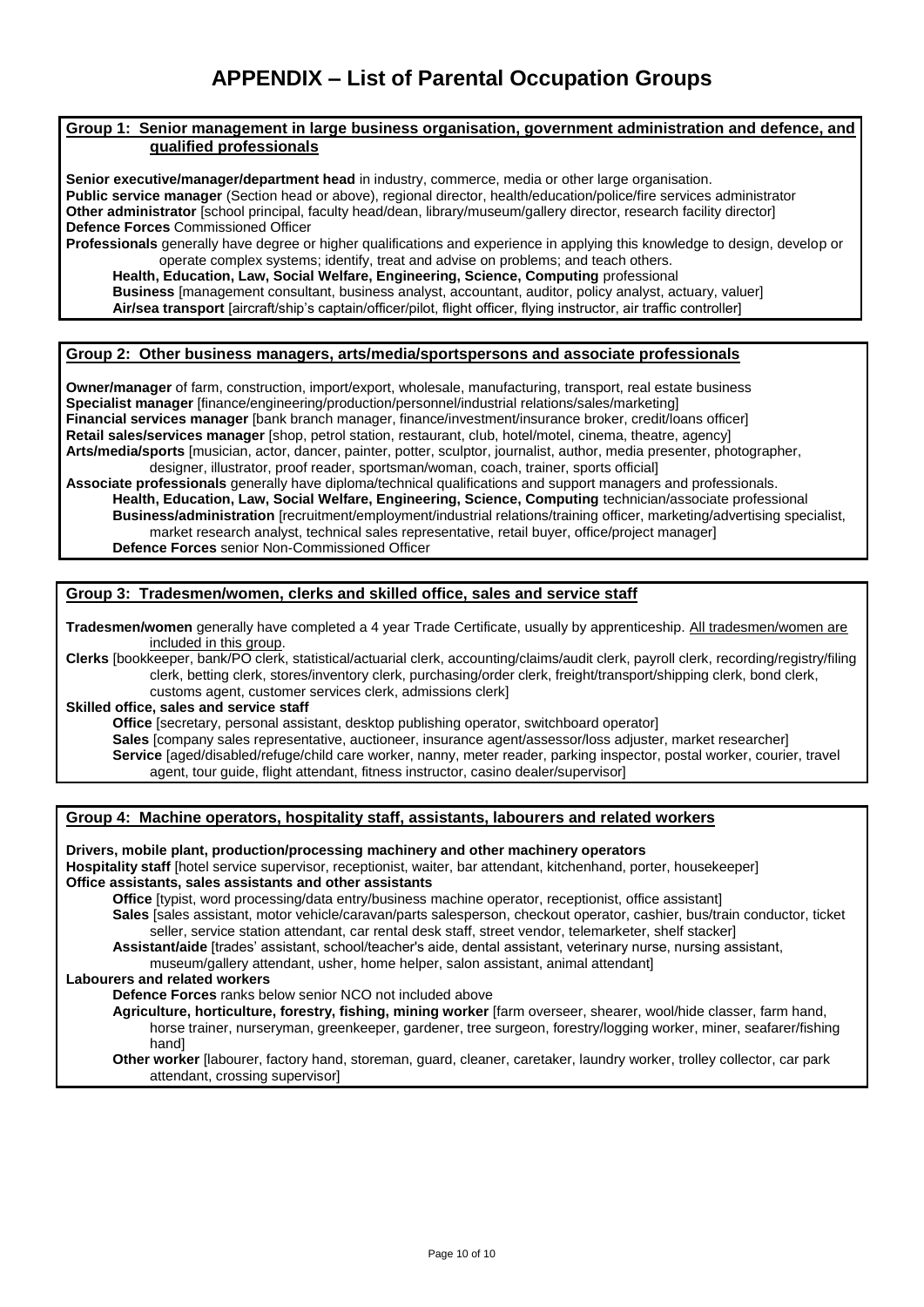# APPENDIX – List of Parental Occupation Groups

## Group 1: Senior management in large business organisation, government administration and defence, and qualified professionals

**Senior executive/manager/department head** in industry, commerce, media or other large organisation.
**Public service manager** (Section head or above), regional director, health/education/police/fire services administrator
**Other administrator** [school principal, faculty head/dean, library/museum/gallery director, research facility director]
**Defence Forces** Commissioned Officer
**Professionals** generally have degree or higher qualifications and experience in applying this knowledge to design, develop or operate complex systems; identify, treat and advise on problems; and teach others.

- **Health, Education, Law, Social Welfare, Engineering, Science, Computing** professional
- **Business** [management consultant, business analyst, accountant, auditor, policy analyst, actuary, valuer]
- **Air/sea transport** [aircraft/ship's captain/officer/pilot, flight officer, flying instructor, air traffic controller]

## Group 2: Other business managers, arts/media/sportspersons and associate professionals

**Owner/manager** of farm, construction, import/export, wholesale, manufacturing, transport, real estate business
**Specialist manager** [finance/engineering/production/personnel/industrial relations/sales/marketing]
**Financial services manager** [bank branch manager, finance/investment/insurance broker, credit/loans officer]
**Retail sales/services manager** [shop, petrol station, restaurant, club, hotel/motel, cinema, theatre, agency]
**Arts/media/sports** [musician, actor, dancer, painter, potter, sculptor, journalist, author, media presenter, photographer, designer, illustrator, proof reader, sportsman/woman, coach, trainer, sports official]
**Associate professionals** generally have diploma/technical qualifications and support managers and professionals.

- **Health, Education, Law, Social Welfare, Engineering, Science, Computing** technician/associate professional
- **Business/administration** [recruitment/employment/industrial relations/training officer, marketing/advertising specialist, market research analyst, technical sales representative, retail buyer, office/project manager]
- **Defence Forces** senior Non-Commissioned Officer

## Group 3: Tradesmen/women, clerks and skilled office, sales and service staff

**Tradesmen/women** generally have completed a 4 year Trade Certificate, usually by apprenticeship. All tradesmen/women are included in this group.
**Clerks** [bookkeeper, bank/PO clerk, statistical/actuarial clerk, accounting/claims/audit clerk, payroll clerk, recording/registry/filing clerk, betting clerk, stores/inventory clerk, purchasing/order clerk, freight/transport/shipping clerk, bond clerk, customs agent, customer services clerk, admissions clerk]
**Skilled office, sales and service staff**

- **Office** [secretary, personal assistant, desktop publishing operator, switchboard operator]
- **Sales** [company sales representative, auctioneer, insurance agent/assessor/loss adjuster, market researcher]
- **Service** [aged/disabled/refuge/child care worker, nanny, meter reader, parking inspector, postal worker, courier, travel agent, tour guide, flight attendant, fitness instructor, casino dealer/supervisor]

## Group 4: Machine operators, hospitality staff, assistants, labourers and related workers

**Drivers, mobile plant, production/processing machinery and other machinery operators**
**Hospitality staff** [hotel service supervisor, receptionist, waiter, bar attendant, kitchenhand, porter, housekeeper]
**Office assistants, sales assistants and other assistants**

- **Office** [typist, word processing/data entry/business machine operator, receptionist, office assistant]
- **Sales** [sales assistant, motor vehicle/caravan/parts salesperson, checkout operator, cashier, bus/train conductor, ticket seller, service station attendant, car rental desk staff, street vendor, telemarketer, shelf stacker]
- **Assistant/aide** [trades' assistant, school/teacher's aide, dental assistant, veterinary nurse, nursing assistant, museum/gallery attendant, usher, home helper, salon assistant, animal attendant]

**Labourers and related workers**

- **Defence Forces** ranks below senior NCO not included above
- **Agriculture, horticulture, forestry, fishing, mining worker** [farm overseer, shearer, wool/hide classer, farm hand, horse trainer, nurseryman, greenkeeper, gardener, tree surgeon, forestry/logging worker, miner, seafarer/fishing hand]
- **Other worker** [labourer, factory hand, storeman, guard, cleaner, caretaker, laundry worker, trolley collector, car park attendant, crossing supervisor]